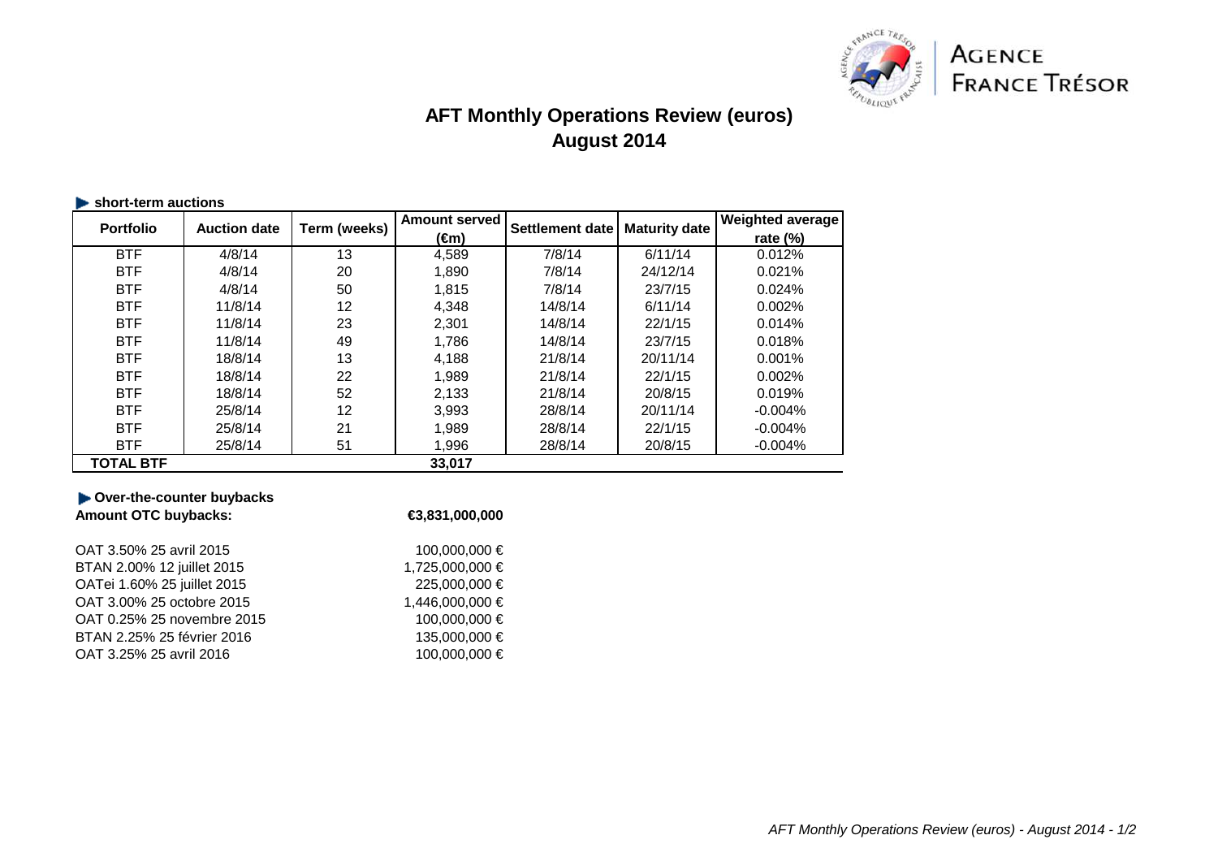AGENCE FRANCE TRÉSOR

# AFT Monthly Operations Review (euros)
## August 2014

### short-term auctions

| Portfolio | Auction date | Term (weeks) | Amount served (€m) | Settlement date | Maturity date | Weighted average rate (%) |
|---|---|---|---|---|---|---|
| BTF | 4/8/14 | 13 | 4,589 | 7/8/14 | 6/11/14 | 0.012% |
| BTF | 4/8/14 | 20 | 1,890 | 7/8/14 | 24/12/14 | 0.021% |
| BTF | 4/8/14 | 50 | 1,815 | 7/8/14 | 23/7/15 | 0.024% |
| BTF | 11/8/14 | 12 | 4,348 | 14/8/14 | 6/11/14 | 0.002% |
| BTF | 11/8/14 | 23 | 2,301 | 14/8/14 | 22/1/15 | 0.014% |
| BTF | 11/8/14 | 49 | 1,786 | 14/8/14 | 23/7/15 | 0.018% |
| BTF | 18/8/14 | 13 | 4,188 | 21/8/14 | 20/11/14 | 0.001% |
| BTF | 18/8/14 | 22 | 1,989 | 21/8/14 | 22/1/15 | 0.002% |
| BTF | 18/8/14 | 52 | 2,133 | 21/8/14 | 20/8/15 | 0.019% |
| BTF | 25/8/14 | 12 | 3,993 | 28/8/14 | 20/11/14 | -0.004% |
| BTF | 25/8/14 | 21 | 1,989 | 28/8/14 | 22/1/15 | -0.004% |
| BTF | 25/8/14 | 51 | 1,996 | 28/8/14 | 20/8/15 | -0.004% |
| **TOTAL BTF** | | | **33,017** | | | |

### Over-the-counter buybacks

**Amount OTC buybacks:** **€3,831,000,000**

| | |
|---|---|
| OAT 3.50% 25 avril 2015 | 100,000,000 € |
| BTAN 2.00% 12 juillet 2015 | 1,725,000,000 € |
| OATei 1.60% 25 juillet 2015 | 225,000,000 € |
| OAT 3.00% 25 octobre 2015 | 1,446,000,000 € |
| OAT 0.25% 25 novembre 2015 | 100,000,000 € |
| BTAN 2.25% 25 février 2016 | 135,000,000 € |
| OAT 3.25% 25 avril 2016 | 100,000,000 € |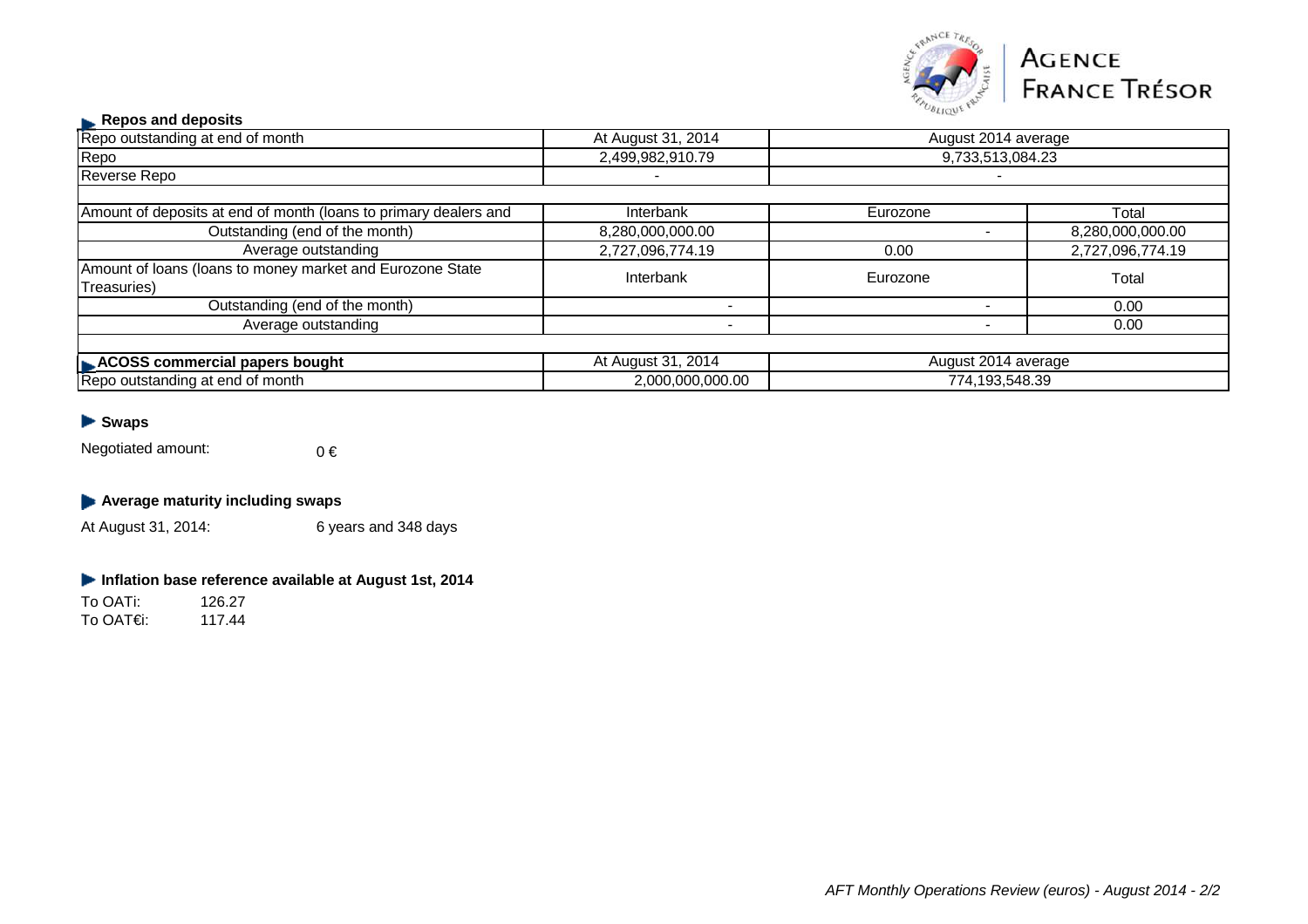### Repos and deposits

| Repo outstanding at end of month | At August 31, 2014 | August 2014 average | |
|---|---|---|---|
| Repo | 2,499,982,910.79 | 9,733,513,084.23 | |
| Reverse Repo | - | - | |
| | | | |
| Amount of deposits at end of month (loans to primary dealers and | Interbank | Eurozone | Total |
| Outstanding (end of the month) | 8,280,000,000.00 | - | 8,280,000,000.00 |
| Average outstanding | 2,727,096,774.19 | 0.00 | 2,727,096,774.19 |
| Amount of loans (loans to money market and Eurozone State Treasuries) | Interbank | Eurozone | Total |
| Outstanding (end of the month) | - | - | 0.00 |
| Average outstanding | - | - | 0.00 |
| | | | |
| **ACOSS commercial papers bought** | At August 31, 2014 | August 2014 average | |
| Repo outstanding at end of month | 2,000,000,000.00 | 774,193,548.39 | |

### Swaps

Negotiated amount: 0 €

### Average maturity including swaps

At August 31, 2014: 6 years and 348 days

### Inflation base reference available at August 1st, 2014

To OATi: 126.27
To OAT€i: 117.44